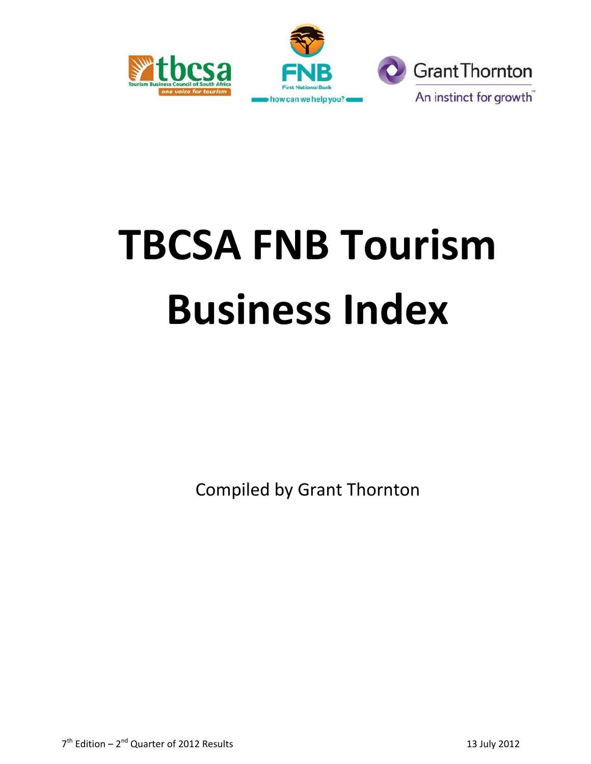# TBCSA FNB Tourism Business Index

Compiled by Grant Thornton

7th Edition – 2nd Quarter of 2012 Results

13 July 2012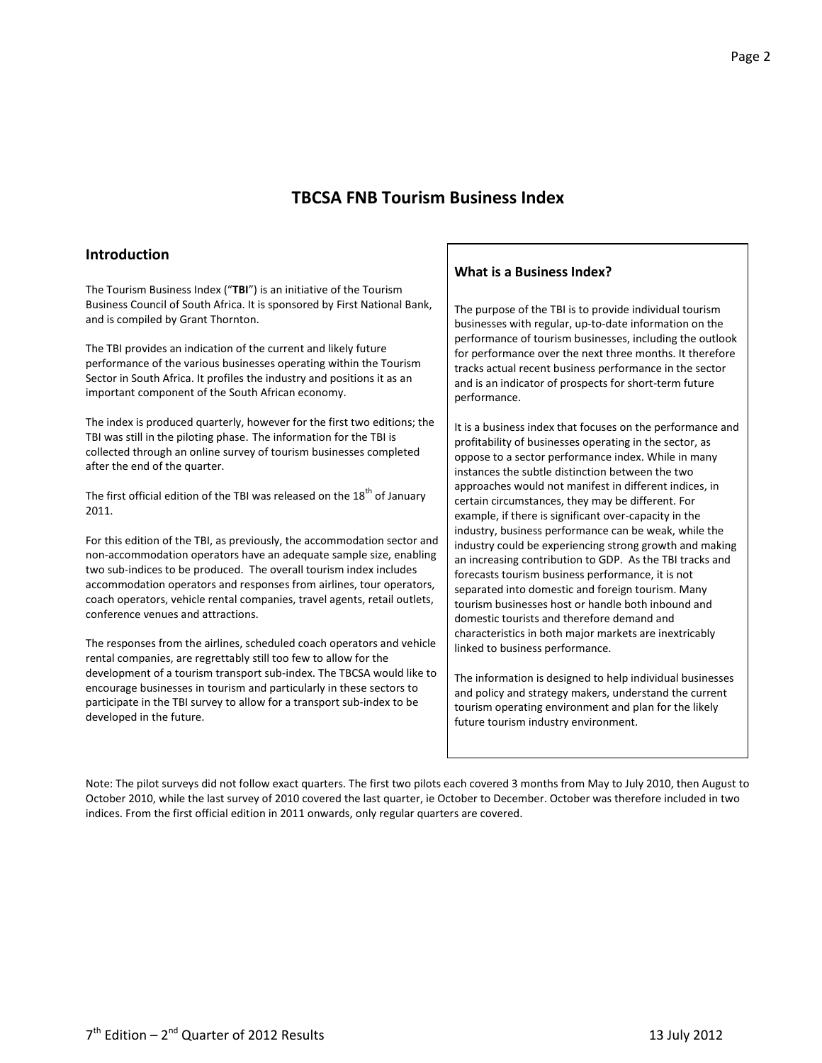# TBCSA FNB Tourism Business Index

## Introduction

The Tourism Business Index ("**TBI**") is an initiative of the Tourism Business Council of South Africa. It is sponsored by First National Bank, and is compiled by Grant Thornton.

The TBI provides an indication of the current and likely future performance of the various businesses operating within the Tourism Sector in South Africa. It profiles the industry and positions it as an important component of the South African economy.

The index is produced quarterly, however for the first two editions; the TBI was still in the piloting phase. The information for the TBI is collected through an online survey of tourism businesses completed after the end of the quarter.

The first official edition of the TBI was released on the 18th of January 2011.

For this edition of the TBI, as previously, the accommodation sector and non-accommodation operators have an adequate sample size, enabling two sub-indices to be produced. The overall tourism index includes accommodation operators and responses from airlines, tour operators, coach operators, vehicle rental companies, travel agents, retail outlets, conference venues and attractions.

The responses from the airlines, scheduled coach operators and vehicle rental companies, are regrettably still too few to allow for the development of a tourism transport sub-index. The TBCSA would like to encourage businesses in tourism and particularly in these sectors to participate in the TBI survey to allow for a transport sub-index to be developed in the future.

### What is a Business Index?

The purpose of the TBI is to provide individual tourism businesses with regular, up-to-date information on the performance of tourism businesses, including the outlook for performance over the next three months. It therefore tracks actual recent business performance in the sector and is an indicator of prospects for short-term future performance.

It is a business index that focuses on the performance and profitability of businesses operating in the sector, as oppose to a sector performance index. While in many instances the subtle distinction between the two approaches would not manifest in different indices, in certain circumstances, they may be different. For example, if there is significant over-capacity in the industry, business performance can be weak, while the industry could be experiencing strong growth and making an increasing contribution to GDP. As the TBI tracks and forecasts tourism business performance, it is not separated into domestic and foreign tourism. Many tourism businesses host or handle both inbound and domestic tourists and therefore demand and characteristics in both major markets are inextricably linked to business performance.

The information is designed to help individual businesses and policy and strategy makers, understand the current tourism operating environment and plan for the likely future tourism industry environment.

Note: The pilot surveys did not follow exact quarters. The first two pilots each covered 3 months from May to July 2010, then August to October 2010, while the last survey of 2010 covered the last quarter, ie October to December. October was therefore included in two indices. From the first official edition in 2011 onwards, only regular quarters are covered.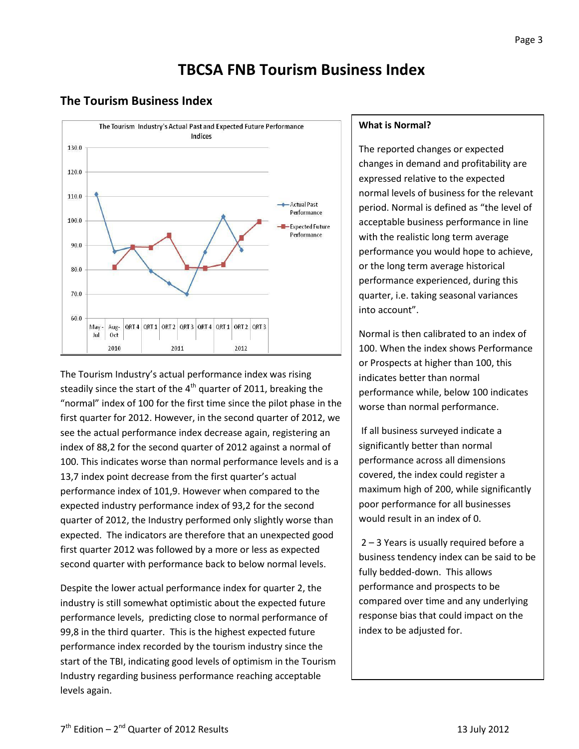# TBCSA FNB Tourism Business Index

## The Tourism Business Index

The Tourism Industry's Actual Past and Expected Future Performance Indices

130.0
120.0
110.0
100.0
90.0
80.0
70.0
60.0

May - Jul
Aug- Oct
QRT 4
QRT 1
QRT 2
QRT 3
QRT 4
QRT 1
QRT 2
QRT 3

2010
2011
2012

Actual Past Performance
Expected Future Performance

The Tourism Industry's actual performance index was rising steadily since the start of the 4th quarter of 2011, breaking the "normal" index of 100 for the first time since the pilot phase in the first quarter for 2012. However, in the second quarter of 2012, we see the actual performance index decrease again, registering an index of 88,2 for the second quarter of 2012 against a normal of 100. This indicates worse than normal performance levels and is a 13,7 index point decrease from the first quarter's actual performance index of 101,9. However when compared to the expected industry performance index of 93,2 for the second quarter of 2012, the Industry performed only slightly worse than expected. The indicators are therefore that an unexpected good first quarter 2012 was followed by a more or less as expected second quarter with performance back to below normal levels.

Despite the lower actual performance index for quarter 2, the industry is still somewhat optimistic about the expected future performance levels, predicting close to normal performance of 99,8 in the third quarter. This is the highest expected future performance index recorded by the tourism industry since the start of the TBI, indicating good levels of optimism in the Tourism Industry regarding business performance reaching acceptable levels again.

**What is Normal?**

The reported changes or expected changes in demand and profitability are expressed relative to the expected normal levels of business for the relevant period. Normal is defined as "the level of acceptable business performance in line with the realistic long term average performance you would hope to achieve, or the long term average historical performance experienced, during this quarter, i.e. taking seasonal variances into account".

Normal is then calibrated to an index of 100. When the index shows Performance or Prospects at higher than 100, this indicates better than normal performance while, below 100 indicates worse than normal performance.

If all business surveyed indicate a significantly better than normal performance across all dimensions covered, the index could register a maximum high of 200, while significantly poor performance for all businesses would result in an index of 0.

2 – 3 Years is usually required before a business tendency index can be said to be fully bedded-down. This allows performance and prospects to be compared over time and any underlying response bias that could impact on the index to be adjusted for.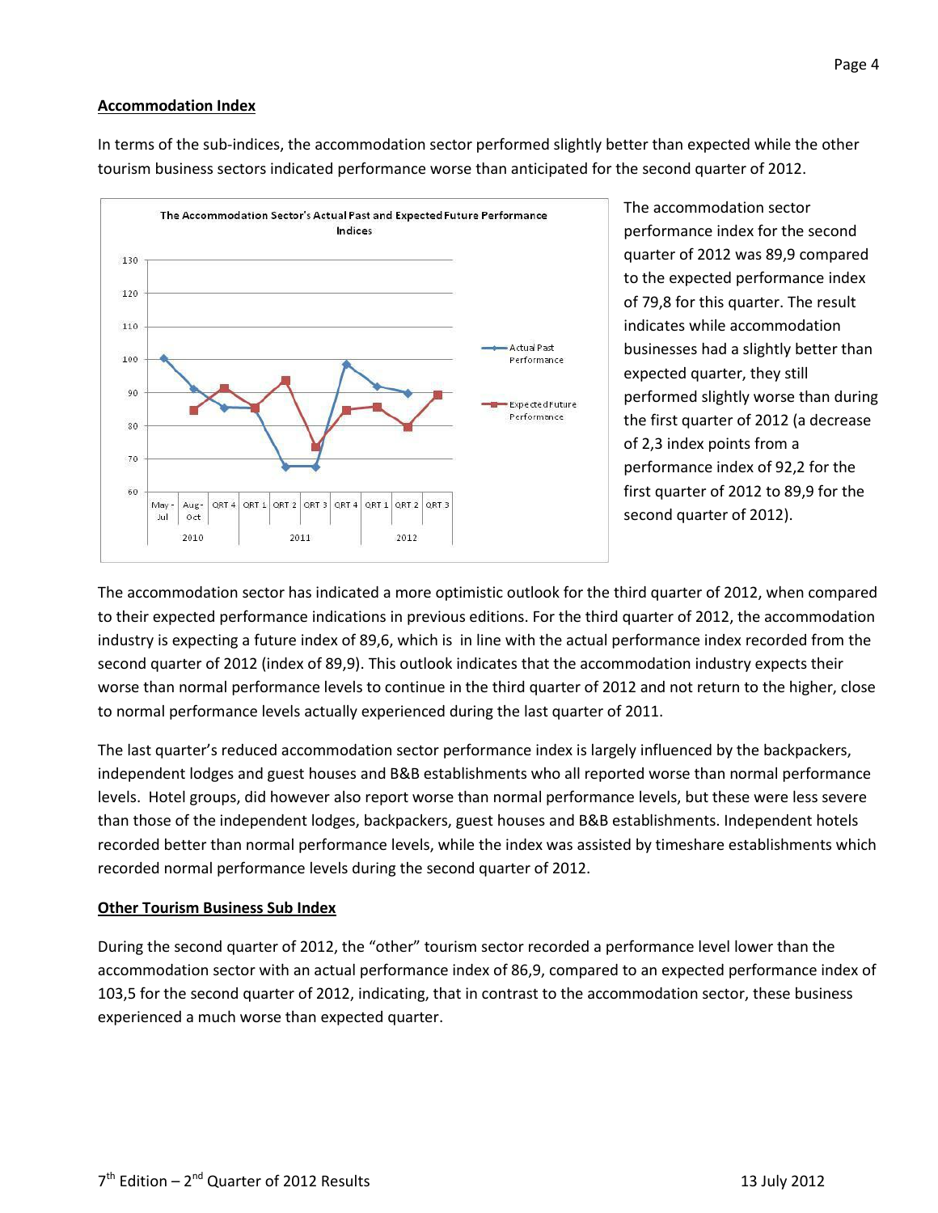## Accommodation Index

In terms of the sub-indices, the accommodation sector performed slightly better than expected while the other tourism business sectors indicated performance worse than anticipated for the second quarter of 2012.

The Accommodation Sector's Actual Past and Expected Future Performance Indices

130
120
110
100
90
80
70
60

May - Jul | Aug - Oct | QRT 4 | QRT 1 | QRT 2 | QRT 3 | QRT 4 | QRT 1 | QRT 2 | QRT 3

2010 | 2011 | 2012

Actual Past Performance

Expected Future Performance

The accommodation sector performance index for the second quarter of 2012 was 89,9 compared to the expected performance index of 79,8 for this quarter. The result indicates while accommodation businesses had a slightly better than expected quarter, they still performed slightly worse than during the first quarter of 2012 (a decrease of 2,3 index points from a performance index of 92,2 for the first quarter of 2012 to 89,9 for the second quarter of 2012).

The accommodation sector has indicated a more optimistic outlook for the third quarter of 2012, when compared to their expected performance indications in previous editions. For the third quarter of 2012, the accommodation industry is expecting a future index of 89,6, which is in line with the actual performance index recorded from the second quarter of 2012 (index of 89,9). This outlook indicates that the accommodation industry expects their worse than normal performance levels to continue in the third quarter of 2012 and not return to the higher, close to normal performance levels actually experienced during the last quarter of 2011.

The last quarter's reduced accommodation sector performance index is largely influenced by the backpackers, independent lodges and guest houses and B&B establishments who all reported worse than normal performance levels. Hotel groups, did however also report worse than normal performance levels, but these were less severe than those of the independent lodges, backpackers, guest houses and B&B establishments. Independent hotels recorded better than normal performance levels, while the index was assisted by timeshare establishments which recorded normal performance levels during the second quarter of 2012.

## Other Tourism Business Sub Index

During the second quarter of 2012, the "other" tourism sector recorded a performance level lower than the accommodation sector with an actual performance index of 86,9, compared to an expected performance index of 103,5 for the second quarter of 2012, indicating, that in contrast to the accommodation sector, these business experienced a much worse than expected quarter.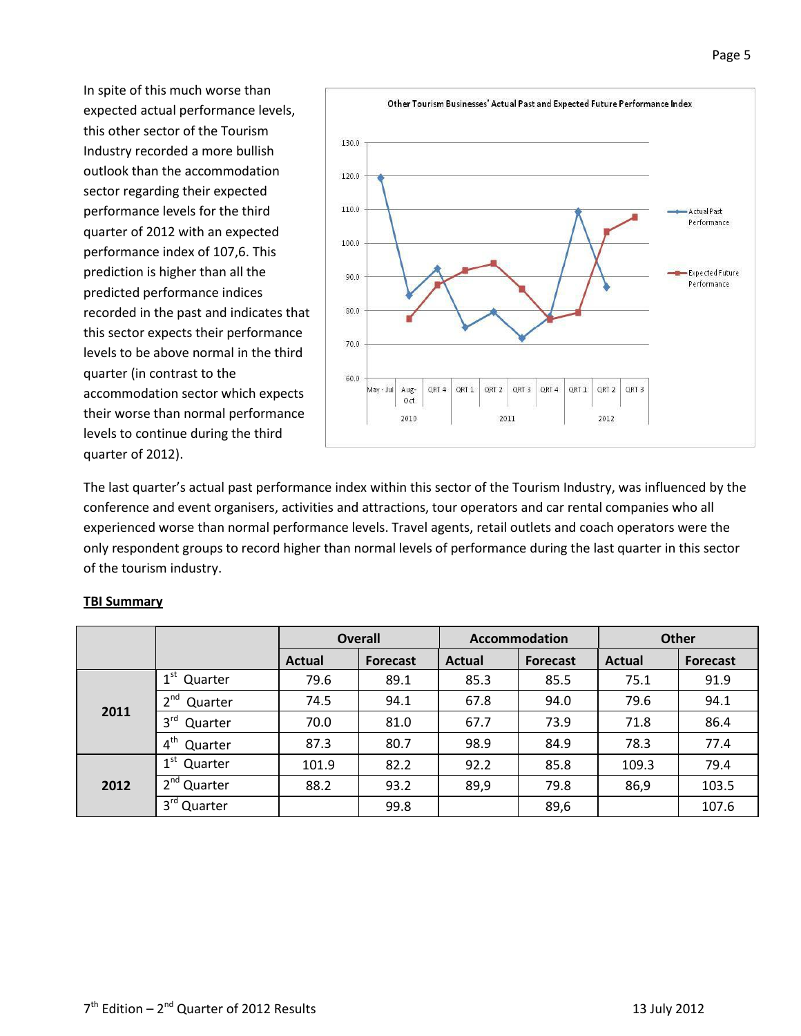In spite of this much worse than expected actual performance levels, this other sector of the Tourism Industry recorded a more bullish outlook than the accommodation sector regarding their expected performance levels for the third quarter of 2012 with an expected performance index of 107,6. This prediction is higher than all the predicted performance indices recorded in the past and indicates that this sector expects their performance levels to be above normal in the third quarter (in contrast to the accommodation sector which expects their worse than normal performance levels to continue during the third quarter of 2012).

Other Tourism Businesses' Actual Past and Expected Future Performance Index

130.0
120.0
110.0
100.0
90.0
80.0
70.0
60.0

May - Jul
Aug-Oct
QRT 4
QRT 1
QRT 2
QRT 3
QRT 4
QRT 1
QRT 2
QRT 3

2010
2011
2012

Actual Past Performance
Expected Future Performance

The last quarter's actual past performance index within this sector of the Tourism Industry, was influenced by the conference and event organisers, activities and attractions, tour operators and car rental companies who all experienced worse than normal performance levels. Travel agents, retail outlets and coach operators were the only respondent groups to record higher than normal levels of performance during the last quarter in this sector of the tourism industry.

**TBI Summary**

| | | Overall | | Accommodation | | Other | |
|---|---|---|---|---|---|---|---|
| | | **Actual** | **Forecast** | **Actual** | **Forecast** | **Actual** | **Forecast** |
| **2011** | 1st Quarter | 79.6 | 89.1 | 85.3 | 85.5 | 75.1 | 91.9 |
| | 2nd Quarter | 74.5 | 94.1 | 67.8 | 94.0 | 79.6 | 94.1 |
| | 3rd Quarter | 70.0 | 81.0 | 67.7 | 73.9 | 71.8 | 86.4 |
| | 4th Quarter | 87.3 | 80.7 | 98.9 | 84.9 | 78.3 | 77.4 |
| **2012** | 1st Quarter | 101.9 | 82.2 | 92.2 | 85.8 | 109.3 | 79.4 |
| | 2nd Quarter | 88.2 | 93.2 | 89,9 | 79.8 | 86,9 | 103.5 |
| | 3rd Quarter | | 99.8 | | 89,6 | | 107.6 |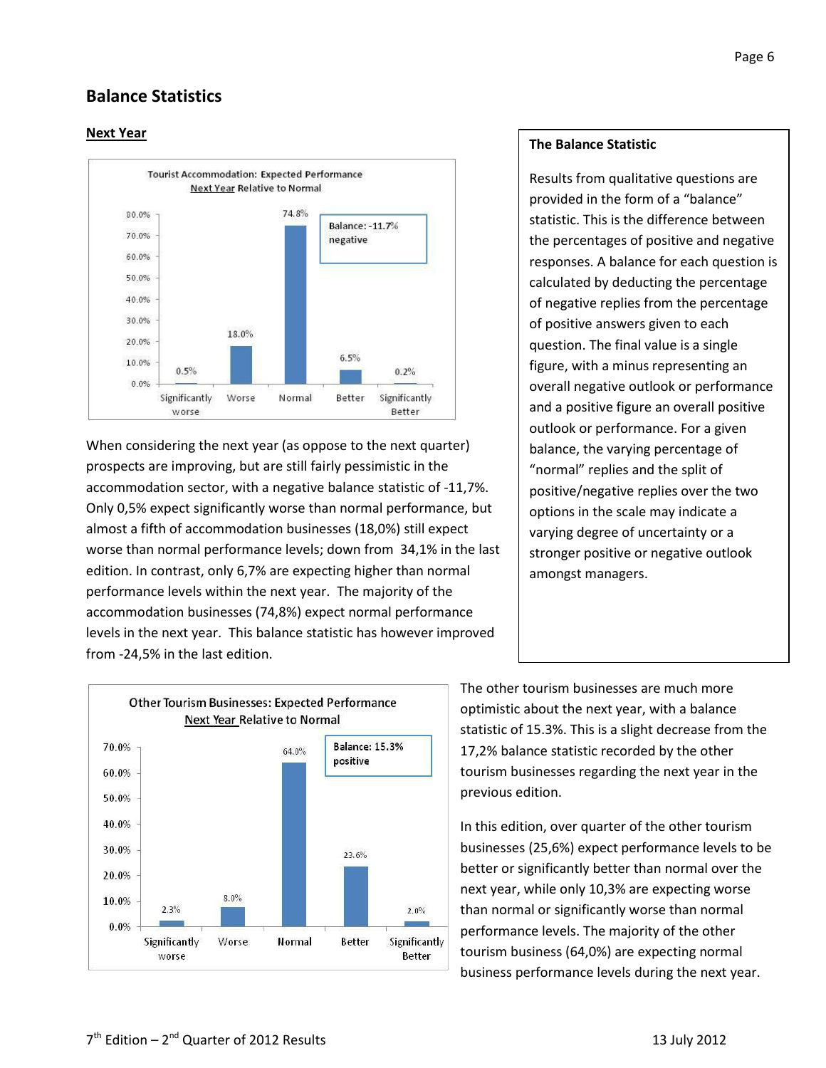## Balance Statistics

### Next Year

Tourist Accommodation: Expected Performance
Next Year Relative to Normal

80.0%
70.0%
60.0%
50.0%
40.0%
30.0%
20.0%
10.0%
0.0%

0.5%
18.0%
74.8%
6.5%
0.2%

Significantly worse
Worse
Normal
Better
Significantly Better

Balance: -11.7% negative

When considering the next year (as oppose to the next quarter) prospects are improving, but are still fairly pessimistic in the accommodation sector, with a negative balance statistic of -11,7%. Only 0,5% expect significantly worse than normal performance, but almost a fifth of accommodation businesses (18,0%) still expect worse than normal performance levels; down from 34,1% in the last edition. In contrast, only 6,7% are expecting higher than normal performance levels within the next year. The majority of the accommodation businesses (74,8%) expect normal performance levels in the next year. This balance statistic has however improved from -24,5% in the last edition.

**The Balance Statistic**

Results from qualitative questions are provided in the form of a "balance" statistic. This is the difference between the percentages of positive and negative responses. A balance for each question is calculated by deducting the percentage of negative replies from the percentage of positive answers given to each question. The final value is a single figure, with a minus representing an overall negative outlook or performance and a positive figure an overall positive outlook or performance. For a given balance, the varying percentage of "normal" replies and the split of positive/negative replies over the two options in the scale may indicate a varying degree of uncertainty or a stronger positive or negative outlook amongst managers.

Other Tourism Businesses: Expected Performance
Next Year Relative to Normal

70.0%
60.0%
50.0%
40.0%
30.0%
20.0%
10.0%
0.0%

2.3%
8.0%
64.0%
23.6%
2.0%

Significantly worse
Worse
Normal
Better
Significantly Better

Balance: 15.3% positive

The other tourism businesses are much more optimistic about the next year, with a balance statistic of 15.3%. This is a slight decrease from the 17,2% balance statistic recorded by the other tourism businesses regarding the next year in the previous edition.

In this edition, over quarter of the other tourism businesses (25,6%) expect performance levels to be better or significantly better than normal over the next year, while only 10,3% are expecting worse than normal or significantly worse than normal performance levels. The majority of the other tourism business (64,0%) are expecting normal business performance levels during the next year.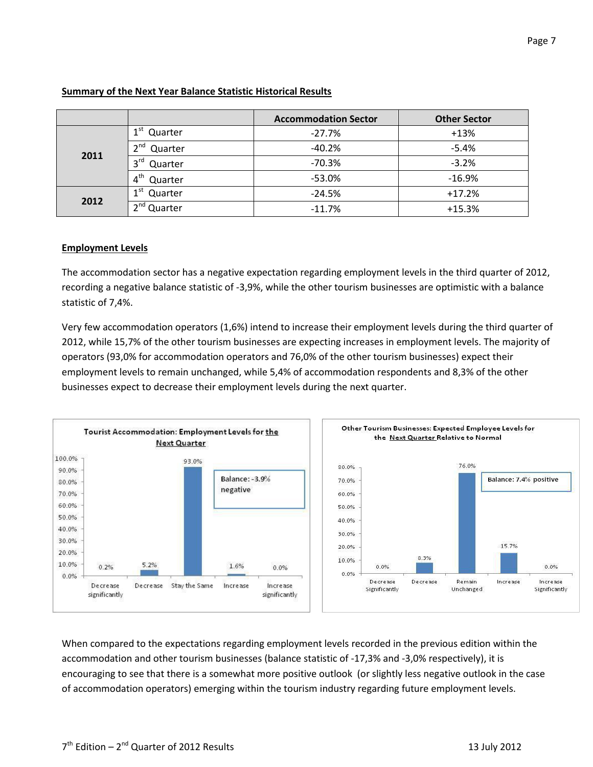**Summary of the Next Year Balance Statistic Historical Results**

| | | Accommodation Sector | Other Sector |
|---|---|---|---|
| 2011 | 1st Quarter | -27.7% | +13% |
| | 2nd Quarter | -40.2% | -5.4% |
| | 3rd Quarter | -70.3% | -3.2% |
| | 4th Quarter | -53.0% | -16.9% |
| 2012 | 1st Quarter | -24.5% | +17.2% |
| | 2nd Quarter | -11.7% | +15.3% |

**Employment Levels**

The accommodation sector has a negative expectation regarding employment levels in the third quarter of 2012, recording a negative balance statistic of -3,9%, while the other tourism businesses are optimistic with a balance statistic of 7,4%.

Very few accommodation operators (1,6%) intend to increase their employment levels during the third quarter of 2012, while 15,7% of the other tourism businesses are expecting increases in employment levels. The majority of operators (93,0% for accommodation operators and 76,0% of the other tourism businesses) expect their employment levels to remain unchanged, while 5,4% of accommodation respondents and 8,3% of the other businesses expect to decrease their employment levels during the next quarter.

Tourist Accommodation: Employment Levels for the Next Quarter

100.0%
90.0%
80.0%
70.0%
60.0%
50.0%
40.0%
30.0%
20.0%
10.0%
0.0%

0.2%
5.2%
93.0%
1.6%
0.0%

Decrease significantly
Decrease
Stay the Same
Increase
Increase significantly

Balance: -3.9% negative

Other Tourism Businesses: Expected Employee Levels for the Next Quarter Relative to Normal

80.0%
70.0%
60.0%
50.0%
40.0%
30.0%
20.0%
10.0%
0.0%

0.0%
8.3%
76.0%
15.7%
0.0%

Decrease Significantly
Decrease
Remain Unchanged
Increase
Increase Significantly

Balance: 7.4% positive

When compared to the expectations regarding employment levels recorded in the previous edition within the accommodation and other tourism businesses (balance statistic of -17,3% and -3,0% respectively), it is encouraging to see that there is a somewhat more positive outlook (or slightly less negative outlook in the case of accommodation operators) emerging within the tourism industry regarding future employment levels.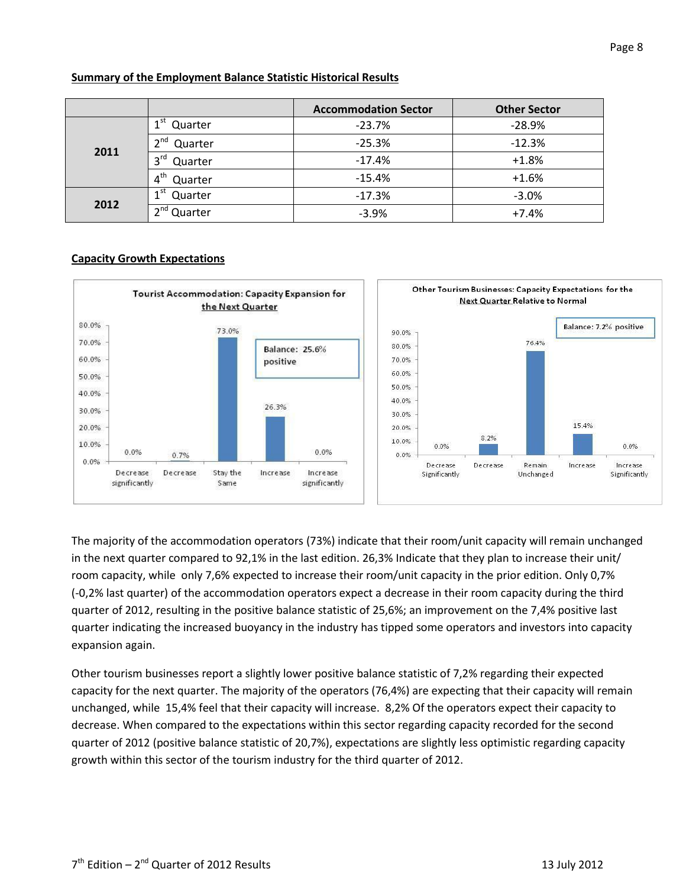## Summary of the Employment Balance Statistic Historical Results

| | | Accommodation Sector | Other Sector |
|---|---|---|---|
| 2011 | 1st Quarter | -23.7% | -28.9% |
| | 2nd Quarter | -25.3% | -12.3% |
| | 3rd Quarter | -17.4% | +1.8% |
| | 4th Quarter | -15.4% | +1.6% |
| 2012 | 1st Quarter | -17.3% | -3.0% |
| | 2nd Quarter | -3.9% | +7.4% |

## Capacity Growth Expectations

Tourist Accommodation: Capacity Expansion for the Next Quarter

80.0%
70.0%
60.0%
50.0%
40.0%
30.0%
20.0%
10.0%
0.0%

Decrease significantly: 0.0%
Decrease: 0.7%
Stay the Same: 73.0%
Increase: 26.3%
Increase significantly: 0.0%

Balance: 25.6% positive

Other Tourism Businesses: Capacity Expectations for the Next Quarter Relative to Normal

90.0%
80.0%
70.0%
60.0%
50.0%
40.0%
30.0%
20.0%
10.0%
0.0%

Decrease Significantly: 0.0%
Decrease: 8.2%
Remain Unchanged: 76.4%
Increase: 15.4%
Increase Significantly: 0.0%

Balance: 7.2% positive

The majority of the accommodation operators (73%) indicate that their room/unit capacity will remain unchanged in the next quarter compared to 92,1% in the last edition. 26,3% Indicate that they plan to increase their unit/ room capacity, while only 7,6% expected to increase their room/unit capacity in the prior edition. Only 0,7% (-0,2% last quarter) of the accommodation operators expect a decrease in their room capacity during the third quarter of 2012, resulting in the positive balance statistic of 25,6%; an improvement on the 7,4% positive last quarter indicating the increased buoyancy in the industry has tipped some operators and investors into capacity expansion again.

Other tourism businesses report a slightly lower positive balance statistic of 7,2% regarding their expected capacity for the next quarter. The majority of the operators (76,4%) are expecting that their capacity will remain unchanged, while 15,4% feel that their capacity will increase. 8,2% Of the operators expect their capacity to decrease. When compared to the expectations within this sector regarding capacity recorded for the second quarter of 2012 (positive balance statistic of 20,7%), expectations are slightly less optimistic regarding capacity growth within this sector of the tourism industry for the third quarter of 2012.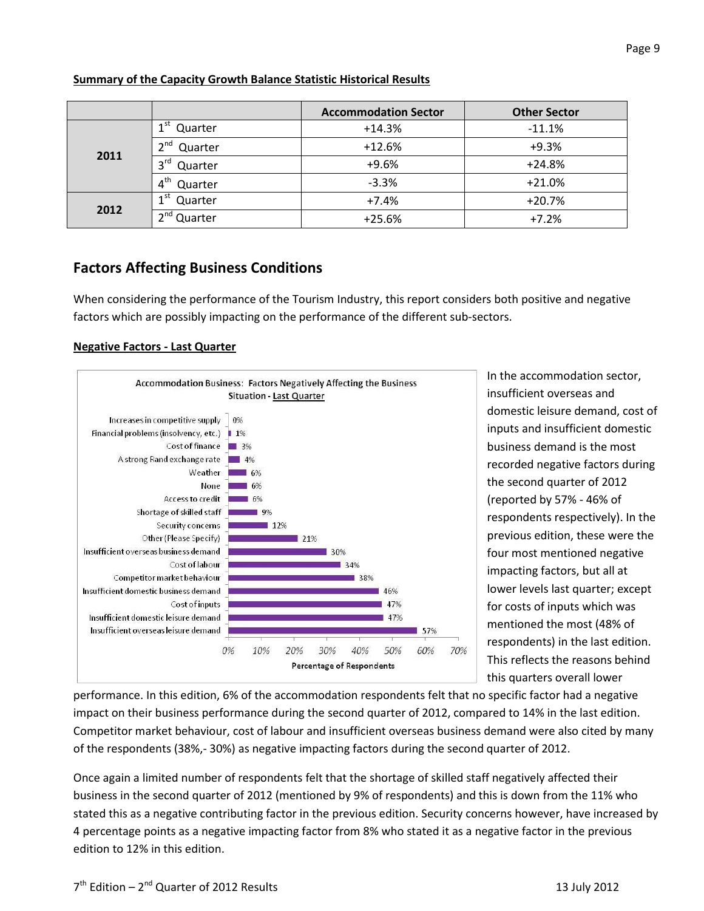**Summary of the Capacity Growth Balance Statistic Historical Results**

| | | Accommodation Sector | Other Sector |
|---|---|---|---|
| 2011 | 1st Quarter | +14.3% | -11.1% |
| | 2nd Quarter | +12.6% | +9.3% |
| | 3rd Quarter | +9.6% | +24.8% |
| | 4th Quarter | -3.3% | +21.0% |
| 2012 | 1st Quarter | +7.4% | +20.7% |
| | 2nd Quarter | +25.6% | +7.2% |

## Factors Affecting Business Conditions

When considering the performance of the Tourism Industry, this report considers both positive and negative factors which are possibly impacting on the performance of the different sub-sectors.

**Negative Factors - Last Quarter**

Accommodation Business: Factors Negatively Affecting the Business Situation - Last Quarter

Increases in competitive supply 0%
Financial problems (insolvency, etc.) 1%
Cost of finance 3%
A strong Rand exchange rate 4%
Weather 6%
None 6%
Access to credit 6%
Shortage of skilled staff 9%
Security concerns 12%
Other (Please Specify) 21%
Insufficient overseas business demand 30%
Cost of labour 34%
Competitor market behaviour 38%
Insufficient domestic business demand 46%
Cost of inputs 47%
Insufficient domestic leisure demand 47%
Insufficient overseas leisure demand 57%

0% 10% 20% 30% 40% 50% 60% 70%
Percentage of Respondents

In the accommodation sector, insufficient overseas and domestic leisure demand, cost of inputs and insufficient domestic business demand is the most recorded negative factors during the second quarter of 2012 (reported by 57% - 46% of respondents respectively). In the previous edition, these were the four most mentioned negative impacting factors, but all at lower levels last quarter; except for costs of inputs which was mentioned the most (48% of respondents) in the last edition. This reflects the reasons behind this quarters overall lower performance. In this edition, 6% of the accommodation respondents felt that no specific factor had a negative impact on their business performance during the second quarter of 2012, compared to 14% in the last edition. Competitor market behaviour, cost of labour and insufficient overseas business demand were also cited by many of the respondents (38%,- 30%) as negative impacting factors during the second quarter of 2012.

Once again a limited number of respondents felt that the shortage of skilled staff negatively affected their business in the second quarter of 2012 (mentioned by 9% of respondents) and this is down from the 11% who stated this as a negative contributing factor in the previous edition. Security concerns however, have increased by 4 percentage points as a negative impacting factor from 8% who stated it as a negative factor in the previous edition to 12% in this edition.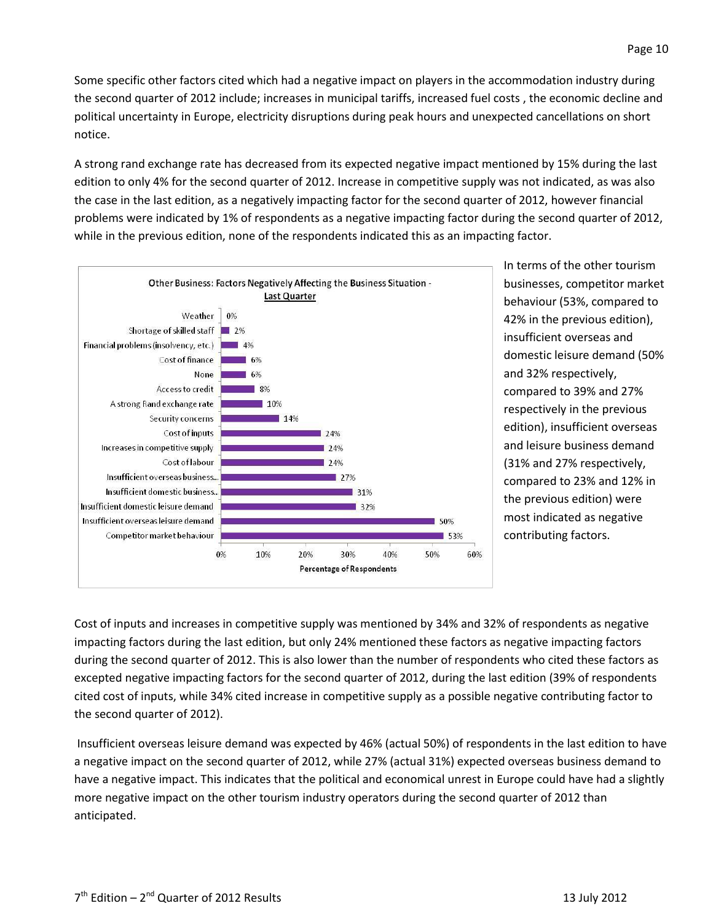Some specific other factors cited which had a negative impact on players in the accommodation industry during the second quarter of 2012 include; increases in municipal tariffs, increased fuel costs , the economic decline and political uncertainty in Europe, electricity disruptions during peak hours and unexpected cancellations on short notice.

A strong rand exchange rate has decreased from its expected negative impact mentioned by 15% during the last edition to only 4% for the second quarter of 2012. Increase in competitive supply was not indicated, as was also the case in the last edition, as a negatively impacting factor for the second quarter of 2012, however financial problems were indicated by 1% of respondents as a negative impacting factor during the second quarter of 2012, while in the previous edition, none of the respondents indicated this as an impacting factor.

Other Business: Factors Negatively Affecting the Business Situation - Last Quarter

Weather 0%
Shortage of skilled staff 2%
Financial problems (insolvency, etc.) 4%
Cost of finance 6%
None 6%
Access to credit 8%
A strong Rand exchange rate 10%
Security concerns 14%
Cost of inputs 24%
Increases in competitive supply 24%
Cost of labour 24%
Insufficient overseas business... 27%
Insufficient domestic business... 31%
Insufficient domestic leisure demand 32%
Insufficient overseas leisure demand 50%
Competitor market behaviour 53%

0% 10% 20% 30% 40% 50% 60%

Percentage of Respondents

In terms of the other tourism businesses, competitor market behaviour (53%, compared to 42% in the previous edition), insufficient overseas and domestic leisure demand (50% and 32% respectively, compared to 39% and 27% respectively in the previous edition), insufficient overseas and leisure business demand (31% and 27% respectively, compared to 23% and 12% in the previous edition) were most indicated as negative contributing factors.

Cost of inputs and increases in competitive supply was mentioned by 34% and 32% of respondents as negative impacting factors during the last edition, but only 24% mentioned these factors as negative impacting factors during the second quarter of 2012. This is also lower than the number of respondents who cited these factors as excepted negative impacting factors for the second quarter of 2012, during the last edition (39% of respondents cited cost of inputs, while 34% cited increase in competitive supply as a possible negative contributing factor to the second quarter of 2012).

Insufficient overseas leisure demand was expected by 46% (actual 50%) of respondents in the last edition to have a negative impact on the second quarter of 2012, while 27% (actual 31%) expected overseas business demand to have a negative impact. This indicates that the political and economical unrest in Europe could have had a slightly more negative impact on the other tourism industry operators during the second quarter of 2012 than anticipated.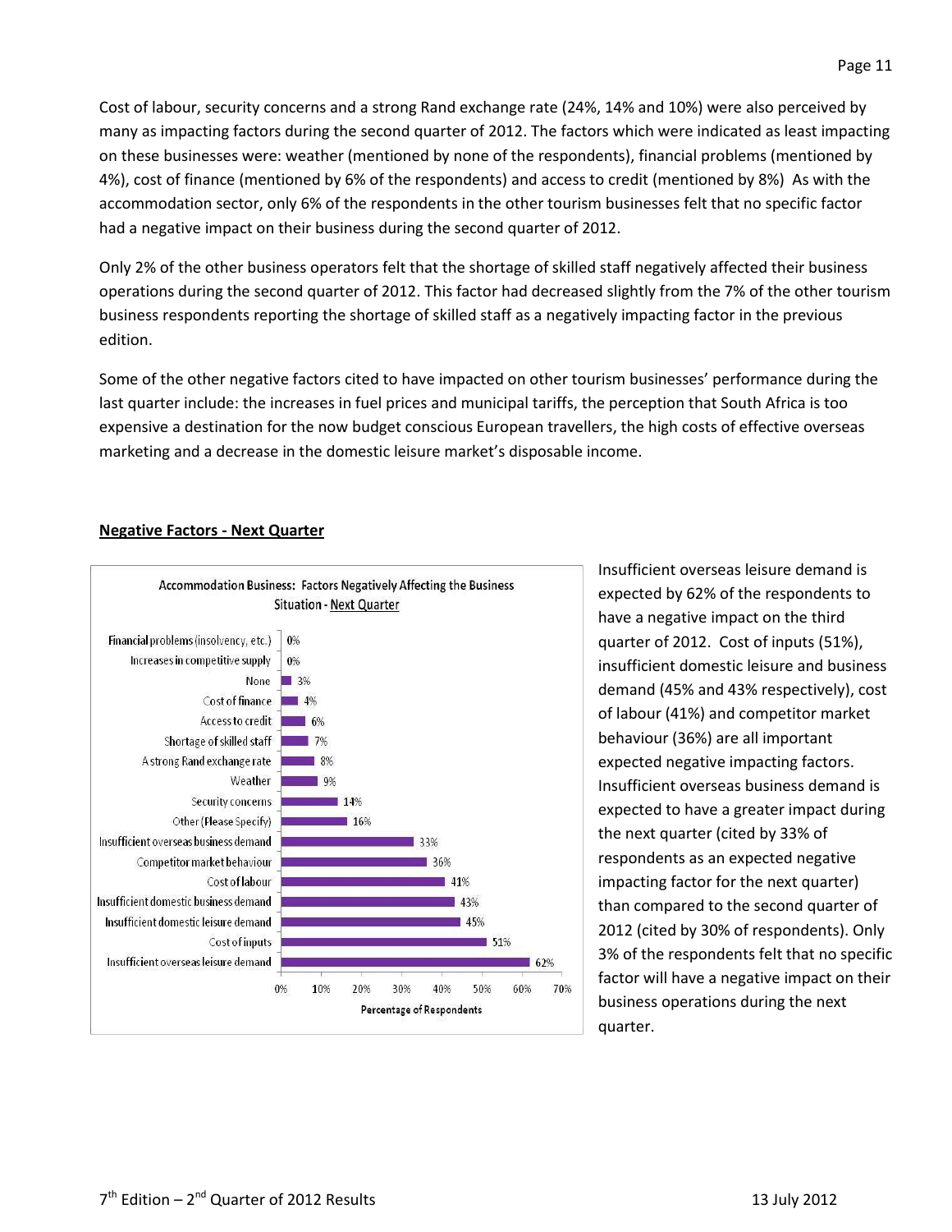Cost of labour, security concerns and a strong Rand exchange rate (24%, 14% and 10%) were also perceived by many as impacting factors during the second quarter of 2012. The factors which were indicated as least impacting on these businesses were: weather (mentioned by none of the respondents), financial problems (mentioned by 4%), cost of finance (mentioned by 6% of the respondents) and access to credit (mentioned by 8%) As with the accommodation sector, only 6% of the respondents in the other tourism businesses felt that no specific factor had a negative impact on their business during the second quarter of 2012.

Only 2% of the other business operators felt that the shortage of skilled staff negatively affected their business operations during the second quarter of 2012. This factor had decreased slightly from the 7% of the other tourism business respondents reporting the shortage of skilled staff as a negatively impacting factor in the previous edition.

Some of the other negative factors cited to have impacted on other tourism businesses' performance during the last quarter include: the increases in fuel prices and municipal tariffs, the perception that South Africa is too expensive a destination for the now budget conscious European travellers, the high costs of effective overseas marketing and a decrease in the domestic leisure market's disposable income.

**Negative Factors - Next Quarter**

Accommodation Business: Factors Negatively Affecting the Business Situation - Next Quarter

Financial problems (insolvency, etc.) 0%
Increases in competitive supply 0%
None 3%
Cost of finance 4%
Access to credit 6%
Shortage of skilled staff 7%
A strong Rand exchange rate 8%
Weather 9%
Security concerns 14%
Other (Please Specify) 16%
Insufficient overseas business demand 33%
Competitor market behaviour 36%
Cost of labour 41%
Insufficient domestic business demand 43%
Insufficient domestic leisure demand 45%
Cost of inputs 51%
Insufficient overseas leisure demand 62%

0% 10% 20% 30% 40% 50% 60% 70%

Percentage of Respondents

Insufficient overseas leisure demand is expected by 62% of the respondents to have a negative impact on the third quarter of 2012. Cost of inputs (51%), insufficient domestic leisure and business demand (45% and 43% respectively), cost of labour (41%) and competitor market behaviour (36%) are all important expected negative impacting factors. Insufficient overseas business demand is expected to have a greater impact during the next quarter (cited by 33% of respondents as an expected negative impacting factor for the next quarter) than compared to the second quarter of 2012 (cited by 30% of respondents). Only 3% of the respondents felt that no specific factor will have a negative impact on their business operations during the next quarter.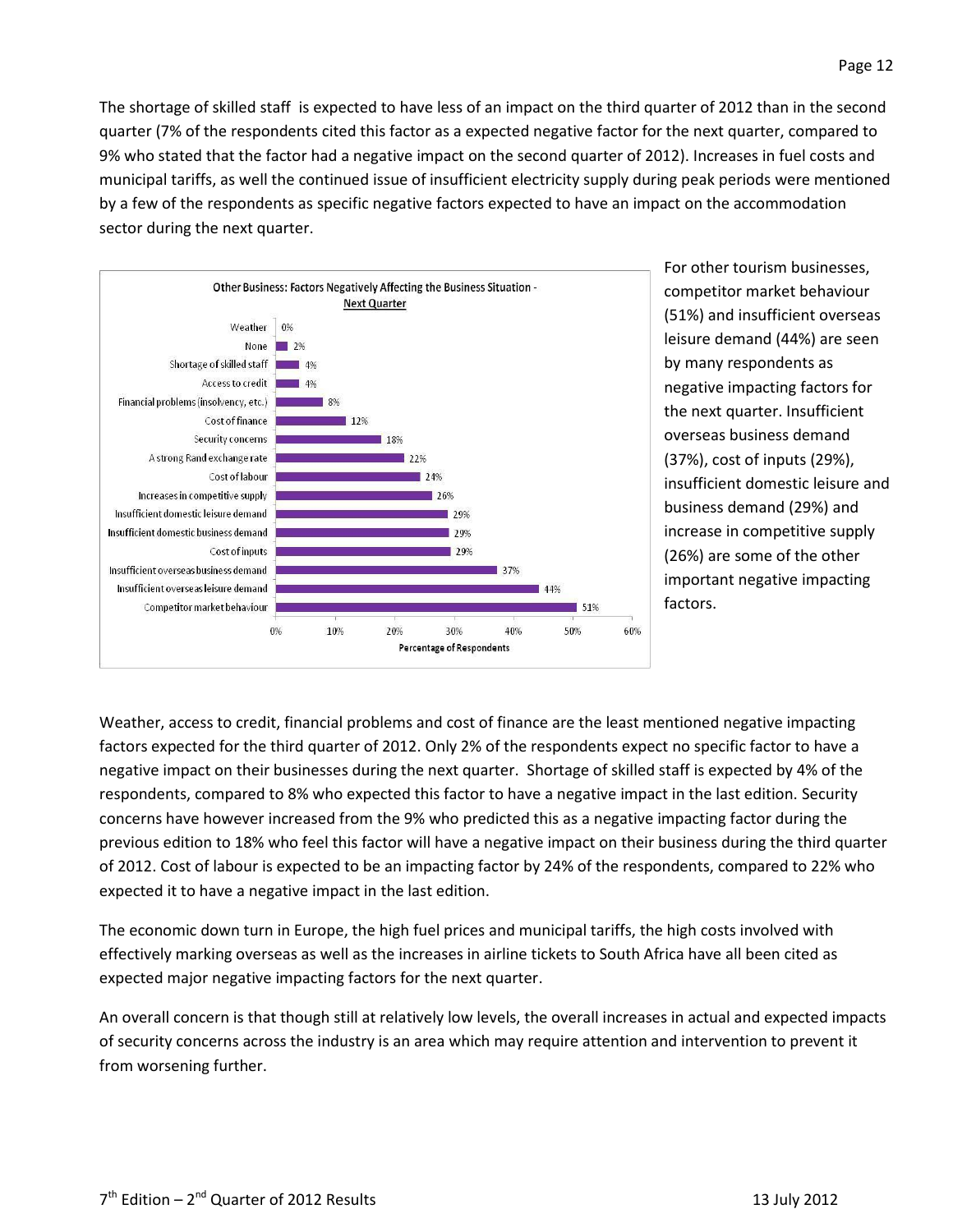The shortage of skilled staff is expected to have less of an impact on the third quarter of 2012 than in the second quarter (7% of the respondents cited this factor as a expected negative factor for the next quarter, compared to 9% who stated that the factor had a negative impact on the second quarter of 2012). Increases in fuel costs and municipal tariffs, as well the continued issue of insufficient electricity supply during peak periods were mentioned by a few of the respondents as specific negative factors expected to have an impact on the accommodation sector during the next quarter.

Other Business: Factors Negatively Affecting the Business Situation - Next Quarter

Weather 0%
None 2%
Shortage of skilled staff 4%
Access to credit 4%
Financial problems (insolvency, etc.) 8%
Cost of finance 12%
Security concerns 18%
A strong Rand exchange rate 22%
Cost of labour 24%
Increases in competitive supply 26%
Insufficient domestic leisure demand 29%
Insufficient domestic business demand 29%
Cost of inputs 29%
Insufficient overseas business demand 37%
Insufficient overseas leisure demand 44%
Competitor market behaviour 51%

0% 10% 20% 30% 40% 50% 60%
Percentage of Respondents

For other tourism businesses, competitor market behaviour (51%) and insufficient overseas leisure demand (44%) are seen by many respondents as negative impacting factors for the next quarter. Insufficient overseas business demand (37%), cost of inputs (29%), insufficient domestic leisure and business demand (29%) and increase in competitive supply (26%) are some of the other important negative impacting factors.

Weather, access to credit, financial problems and cost of finance are the least mentioned negative impacting factors expected for the third quarter of 2012. Only 2% of the respondents expect no specific factor to have a negative impact on their businesses during the next quarter. Shortage of skilled staff is expected by 4% of the respondents, compared to 8% who expected this factor to have a negative impact in the last edition. Security concerns have however increased from the 9% who predicted this as a negative impacting factor during the previous edition to 18% who feel this factor will have a negative impact on their business during the third quarter of 2012. Cost of labour is expected to be an impacting factor by 24% of the respondents, compared to 22% who expected it to have a negative impact in the last edition.

The economic down turn in Europe, the high fuel prices and municipal tariffs, the high costs involved with effectively marking overseas as well as the increases in airline tickets to South Africa have all been cited as expected major negative impacting factors for the next quarter.

An overall concern is that though still at relatively low levels, the overall increases in actual and expected impacts of security concerns across the industry is an area which may require attention and intervention to prevent it from worsening further.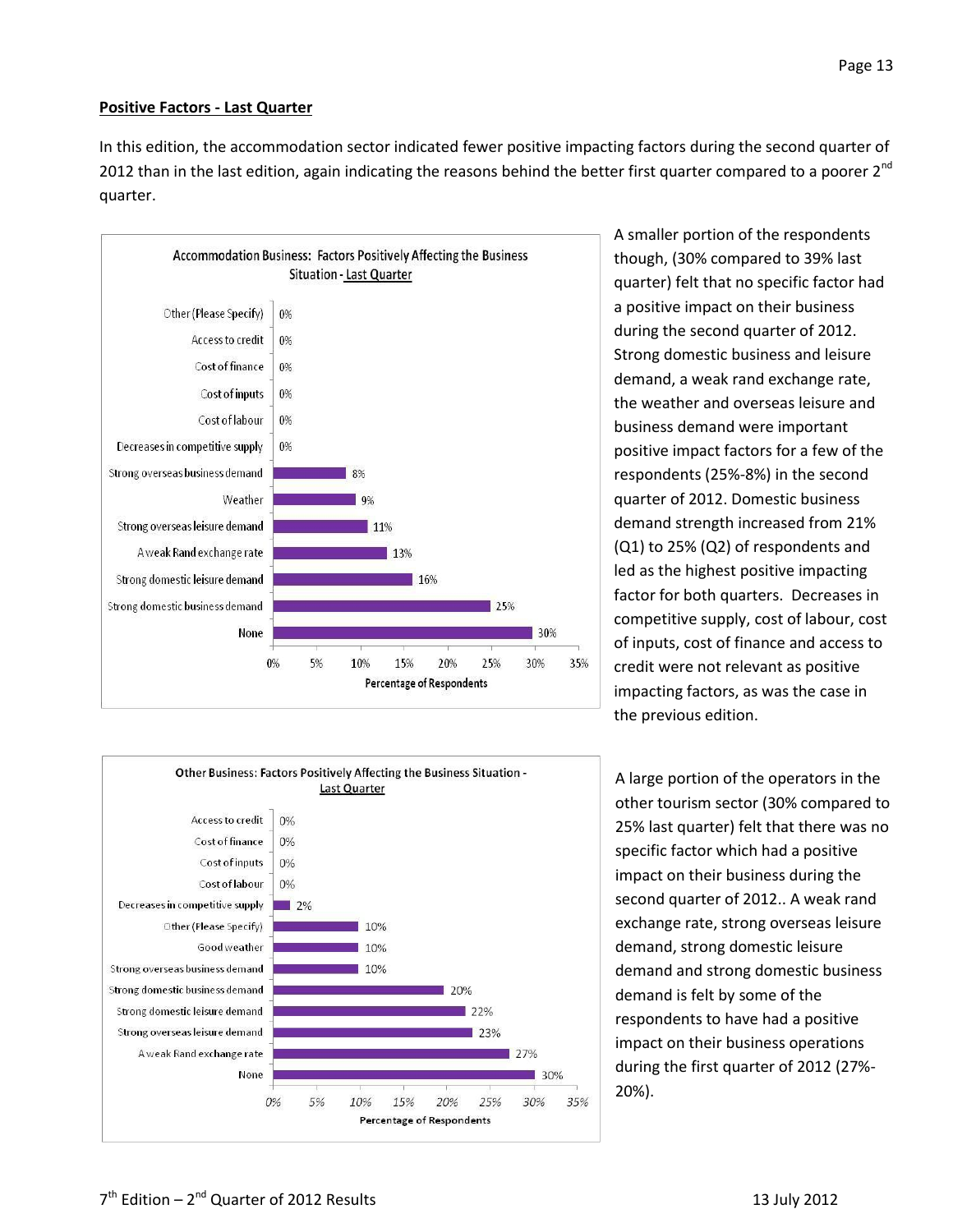**Positive Factors - Last Quarter**

In this edition, the accommodation sector indicated fewer positive impacting factors during the second quarter of 2012 than in the last edition, again indicating the reasons behind the better first quarter compared to a poorer 2nd quarter.

Accommodation Business: Factors Positively Affecting the Business Situation - Last Quarter

Other (Please Specify) 0%
Access to credit 0%
Cost of finance 0%
Cost of inputs 0%
Cost of labour 0%
Decreases in competitive supply 0%
Strong overseas business demand 8%
Weather 9%
Strong overseas leisure demand 11%
A weak Rand exchange rate 13%
Strong domestic leisure demand 16%
Strong domestic business demand 25%
None 30%

0% 5% 10% 15% 20% 25% 30% 35%
Percentage of Respondents

A smaller portion of the respondents though, (30% compared to 39% last quarter) felt that no specific factor had a positive impact on their business during the second quarter of 2012. Strong domestic business and leisure demand, a weak rand exchange rate, the weather and overseas leisure and business demand were important positive impact factors for a few of the respondents (25%-8%) in the second quarter of 2012. Domestic business demand strength increased from 21% (Q1) to 25% (Q2) of respondents and led as the highest positive impacting factor for both quarters. Decreases in competitive supply, cost of labour, cost of inputs, cost of finance and access to credit were not relevant as positive impacting factors, as was the case in the previous edition.

Other Business: Factors Positively Affecting the Business Situation - Last Quarter

Access to credit 0%
Cost of finance 0%
Cost of inputs 0%
Cost of labour 0%
Decreases in competitive supply 2%
Other (Please Specify) 10%
Good weather 10%
Strong overseas business demand 10%
Strong domestic business demand 20%
Strong domestic leisure demand 22%
Strong overseas leisure demand 23%
A weak Rand exchange rate 27%
None 30%

0% 5% 10% 15% 20% 25% 30% 35%
Percentage of Respondents

A large portion of the operators in the other tourism sector (30% compared to 25% last quarter) felt that there was no specific factor which had a positive impact on their business during the second quarter of 2012.. A weak rand exchange rate, strong overseas leisure demand, strong domestic leisure demand and strong domestic business demand is felt by some of the respondents to have had a positive impact on their business operations during the first quarter of 2012 (27%-20%).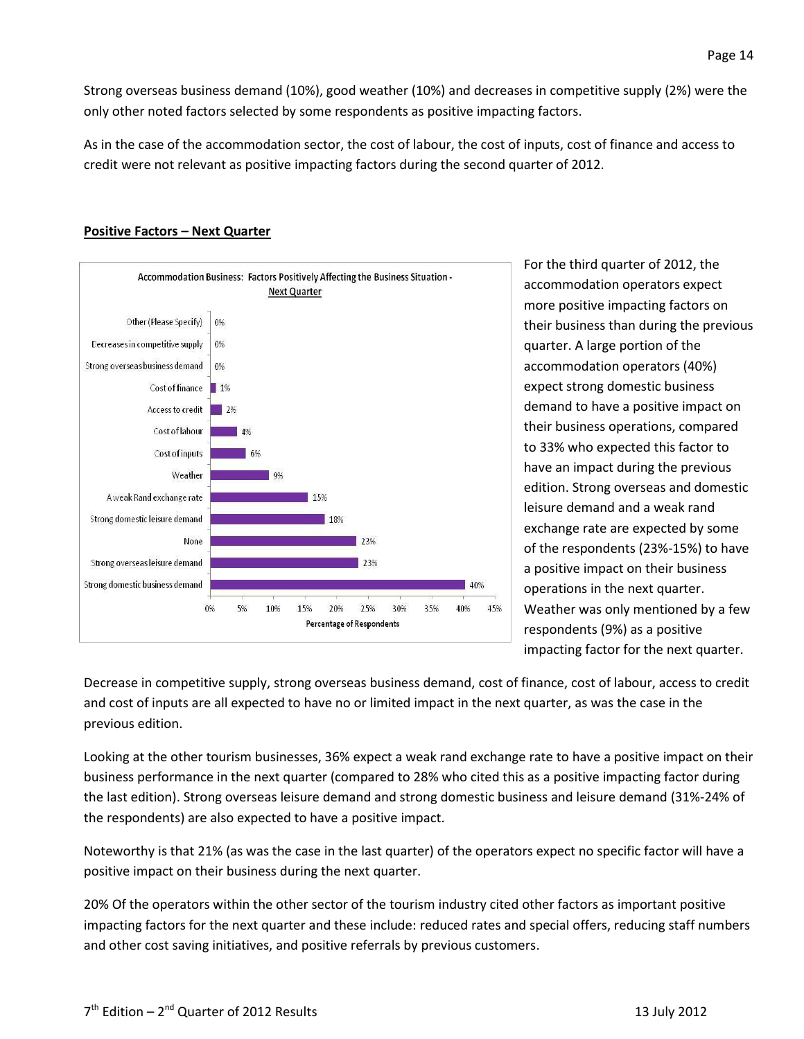Strong overseas business demand (10%), good weather (10%) and decreases in competitive supply (2%) were the only other noted factors selected by some respondents as positive impacting factors.

As in the case of the accommodation sector, the cost of labour, the cost of inputs, cost of finance and access to credit were not relevant as positive impacting factors during the second quarter of 2012.

**Positive Factors – Next Quarter**

Accommodation Business: Factors Positively Affecting the Business Situation - Next Quarter

Other (Please Specify) 0%
Decreases in competitive supply 0%
Strong overseas business demand 0%
Cost of finance 1%
Access to credit 2%
Cost of labour 4%
Cost of inputs 6%
Weather 9%
A weak Rand exchange rate 15%
Strong domestic leisure demand 18%
None 23%
Strong overseas leisure demand 23%
Strong domestic business demand 40%

0% 5% 10% 15% 20% 25% 30% 35% 40% 45%
Percentage of Respondents

For the third quarter of 2012, the accommodation operators expect more positive impacting factors on their business than during the previous quarter. A large portion of the accommodation operators (40%) expect strong domestic business demand to have a positive impact on their business operations, compared to 33% who expected this factor to have an impact during the previous edition. Strong overseas and domestic leisure demand and a weak rand exchange rate are expected by some of the respondents (23%-15%) to have a positive impact on their business operations in the next quarter. Weather was only mentioned by a few respondents (9%) as a positive impacting factor for the next quarter.

Decrease in competitive supply, strong overseas business demand, cost of finance, cost of labour, access to credit and cost of inputs are all expected to have no or limited impact in the next quarter, as was the case in the previous edition.

Looking at the other tourism businesses, 36% expect a weak rand exchange rate to have a positive impact on their business performance in the next quarter (compared to 28% who cited this as a positive impacting factor during the last edition). Strong overseas leisure demand and strong domestic business and leisure demand (31%-24% of the respondents) are also expected to have a positive impact.

Noteworthy is that 21% (as was the case in the last quarter) of the operators expect no specific factor will have a positive impact on their business during the next quarter.

20% Of the operators within the other sector of the tourism industry cited other factors as important positive impacting factors for the next quarter and these include: reduced rates and special offers, reducing staff numbers and other cost saving initiatives, and positive referrals by previous customers.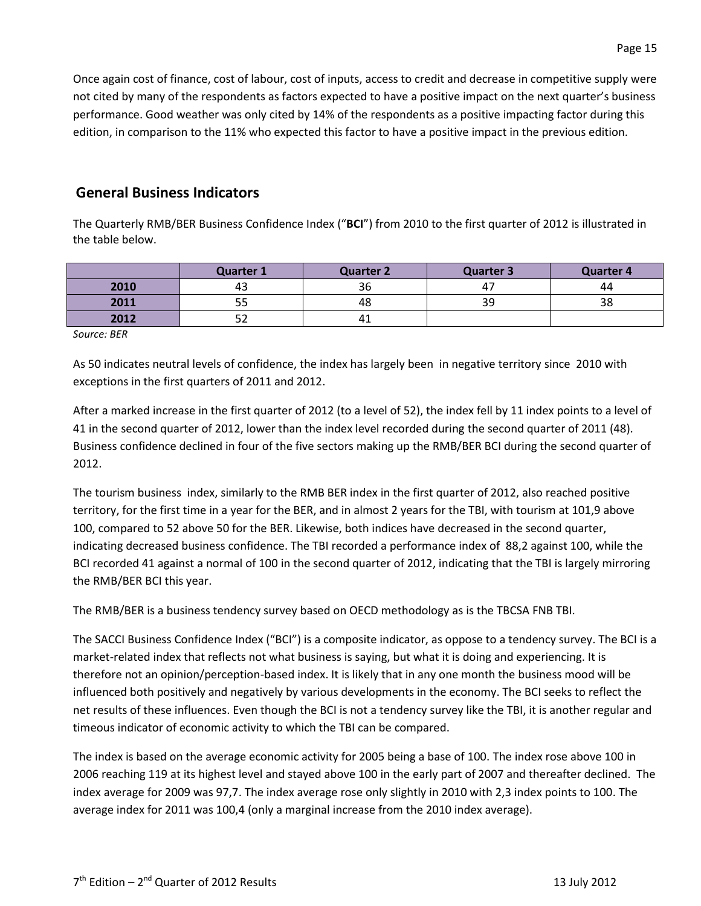Once again cost of finance, cost of labour, cost of inputs, access to credit and decrease in competitive supply were not cited by many of the respondents as factors expected to have a positive impact on the next quarter's business performance. Good weather was only cited by 14% of the respondents as a positive impacting factor during this edition, in comparison to the 11% who expected this factor to have a positive impact in the previous edition.

## General Business Indicators

The Quarterly RMB/BER Business Confidence Index ("**BCI**") from 2010 to the first quarter of 2012 is illustrated in the table below.

| | Quarter 1 | Quarter 2 | Quarter 3 | Quarter 4 |
|---|---|---|---|---|
| **2010** | 43 | 36 | 47 | 44 |
| **2011** | 55 | 48 | 39 | 38 |
| **2012** | 52 | 41 | | |

*Source: BER*

As 50 indicates neutral levels of confidence, the index has largely been in negative territory since 2010 with exceptions in the first quarters of 2011 and 2012.

After a marked increase in the first quarter of 2012 (to a level of 52), the index fell by 11 index points to a level of 41 in the second quarter of 2012, lower than the index level recorded during the second quarter of 2011 (48). Business confidence declined in four of the five sectors making up the RMB/BER BCI during the second quarter of 2012.

The tourism business index, similarly to the RMB BER index in the first quarter of 2012, also reached positive territory, for the first time in a year for the BER, and in almost 2 years for the TBI, with tourism at 101,9 above 100, compared to 52 above 50 for the BER. Likewise, both indices have decreased in the second quarter, indicating decreased business confidence. The TBI recorded a performance index of 88,2 against 100, while the BCI recorded 41 against a normal of 100 in the second quarter of 2012, indicating that the TBI is largely mirroring the RMB/BER BCI this year.

The RMB/BER is a business tendency survey based on OECD methodology as is the TBCSA FNB TBI.

The SACCI Business Confidence Index ("BCI") is a composite indicator, as oppose to a tendency survey. The BCI is a market-related index that reflects not what business is saying, but what it is doing and experiencing. It is therefore not an opinion/perception-based index. It is likely that in any one month the business mood will be influenced both positively and negatively by various developments in the economy. The BCI seeks to reflect the net results of these influences. Even though the BCI is not a tendency survey like the TBI, it is another regular and timeous indicator of economic activity to which the TBI can be compared.

The index is based on the average economic activity for 2005 being a base of 100. The index rose above 100 in 2006 reaching 119 at its highest level and stayed above 100 in the early part of 2007 and thereafter declined. The index average for 2009 was 97,7. The index average rose only slightly in 2010 with 2,3 index points to 100. The average index for 2011 was 100,4 (only a marginal increase from the 2010 index average).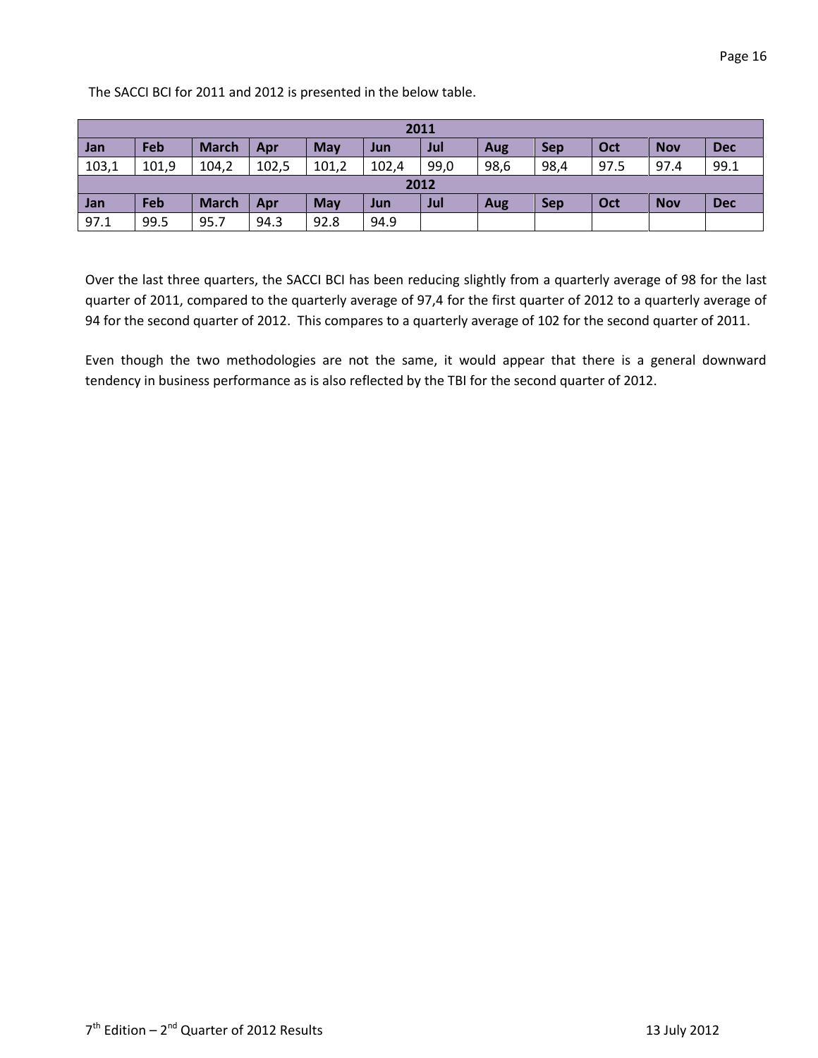The SACCI BCI for 2011 and 2012 is presented in the below table.

| 2011 | | | | | | | | | | | |
|---|---|---|---|---|---|---|---|---|---|---|---|
| **Jan** | **Feb** | **March** | **Apr** | **May** | **Jun** | **Jul** | **Aug** | **Sep** | **Oct** | **Nov** | **Dec** |
| 103,1 | 101,9 | 104,2 | 102,5 | 101,2 | 102,4 | 99,0 | 98,6 | 98,4 | 97.5 | 97.4 | 99.1 |
| **2012** | | | | | | | | | | | |
| **Jan** | **Feb** | **March** | **Apr** | **May** | **Jun** | **Jul** | **Aug** | **Sep** | **Oct** | **Nov** | **Dec** |
| 97.1 | 99.5 | 95.7 | 94.3 | 92.8 | 94.9 | | | | | | |

Over the last three quarters, the SACCI BCI has been reducing slightly from a quarterly average of 98 for the last quarter of 2011, compared to the quarterly average of 97,4 for the first quarter of 2012 to a quarterly average of 94 for the second quarter of 2012. This compares to a quarterly average of 102 for the second quarter of 2011.

Even though the two methodologies are not the same, it would appear that there is a general downward tendency in business performance as is also reflected by the TBI for the second quarter of 2012.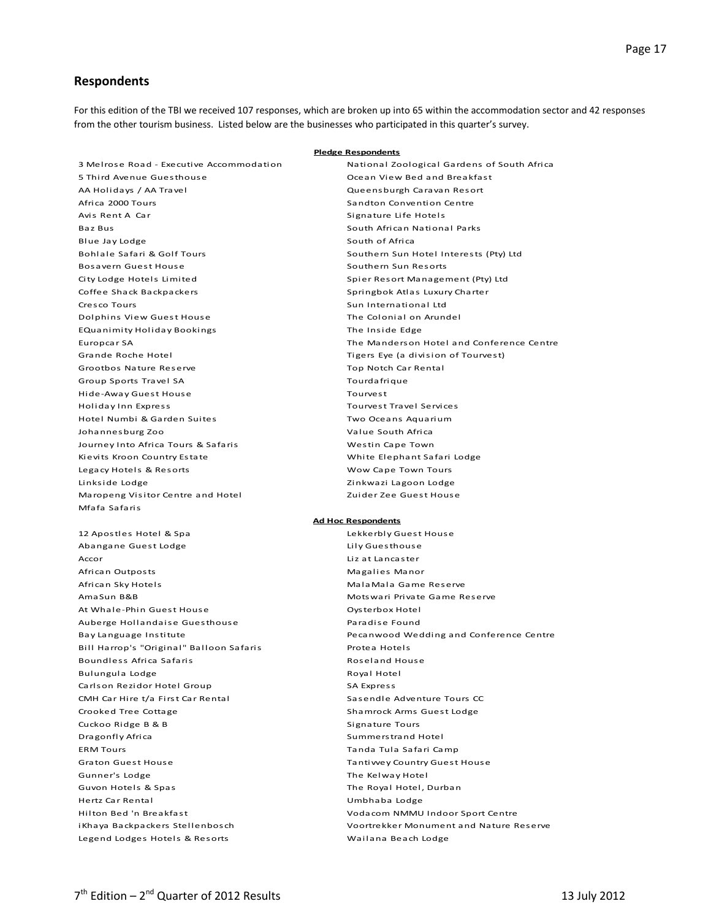## Respondents

For this edition of the TBI we received 107 responses, which are broken up into 65 within the accommodation sector and 42 responses from the other tourism business. Listed below are the businesses who participated in this quarter's survey.

**Pledge Respondents**

3 Melrose Road - Executive Accommodation
5 Third Avenue Guesthouse
AA Holidays / AA Travel
Africa 2000 Tours
Avis Rent A Car
Baz Bus
Blue Jay Lodge
Bohlale Safari & Golf Tours
Bosavern Guest House
City Lodge Hotels Limited
Coffee Shack Backpackers
Cresco Tours
Dolphins View Guest House
EQuanimity Holiday Bookings
Europcar SA
Grande Roche Hotel
Grootbos Nature Reserve
Group Sports Travel SA
Hide-Away Guest House
Holiday Inn Express
Hotel Numbi & Garden Suites
Johannesburg Zoo
Journey Into Africa Tours & Safaris
Kievits Kroon Country Estate
Legacy Hotels & Resorts
Linkside Lodge
Maropeng Visitor Centre and Hotel
Mfafa Safaris
National Zoological Gardens of South Africa
Ocean View Bed and Breakfast
Queensburgh Caravan Resort
Sandton Convention Centre
Signature Life Hotels
South African National Parks
South of Africa
Southern Sun Hotel Interests (Pty) Ltd
Southern Sun Resorts
Spier Resort Management (Pty) Ltd
Springbok Atlas Luxury Charter
Sun International Ltd
The Colonial on Arundel
The Inside Edge
The Manderson Hotel and Conference Centre
Tigers Eye (a division of Tourvest)
Top Notch Car Rental
Tourdafrique
Tourvest
Tourvest Travel Services
Two Oceans Aquarium
Value South Africa
Westin Cape Town
White Elephant Safari Lodge
Wow Cape Town Tours
Zinkwazi Lagoon Lodge
Zuider Zee Guest House

**Ad Hoc Respondents**

12 Apostles Hotel & Spa
Abangane Guest Lodge
Accor
African Outposts
African Sky Hotels
AmaSun B&B
At Whale-Phin Guest House
Auberge Hollandaise Guesthouse
Bay Language Institute
Bill Harrop's "Original" Balloon Safaris
Boundless Africa Safaris
Bulungula Lodge
Carlson Rezidor Hotel Group
CMH Car Hire t/a First Car Rental
Crooked Tree Cottage
Cuckoo Ridge B & B
Dragonfly Africa
ERM Tours
Graton Guest House
Gunner's Lodge
Guvon Hotels & Spas
Hertz Car Rental
Hilton Bed 'n Breakfast
iKhaya Backpackers Stellenbosch
Legend Lodges Hotels & Resorts
Lekkerbly Guest House
Lily Guesthouse
Liz at Lancaster
Magalies Manor
MalaMala Game Reserve
Motswari Private Game Reserve
Oysterbox Hotel
Paradise Found
Pecanwood Wedding and Conference Centre
Protea Hotels
Roseland House
Royal Hotel
SA Express
Sasendle Adventure Tours CC
Shamrock Arms Guest Lodge
Signature Tours
Summerstrand Hotel
Tanda Tula Safari Camp
Tantivvey Country Guest House
The Kelway Hotel
The Royal Hotel, Durban
Umbhaba Lodge
Vodacom NMMU Indoor Sport Centre
Voortrekker Monument and Nature Reserve
Wailana Beach Lodge